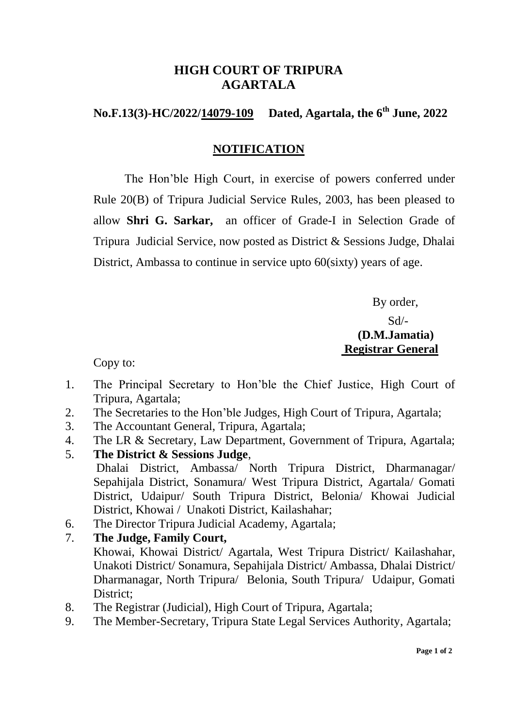# HIGH COURT OF TRIPURA
# AGARTALA

**No.F.13(3)-HC/2022/14079-109 Dated, Agartala, the 6th June, 2022**

## NOTIFICATION

The Hon'ble High Court, in exercise of powers conferred under Rule 20(B) of Tripura Judicial Service Rules, 2003, has been pleased to allow **Shri G. Sarkar,** an officer of Grade-I in Selection Grade of Tripura Judicial Service, now posted as District & Sessions Judge, Dhalai District, Ambassa to continue in service upto 60(sixty) years of age.

By order,

Sd/-

**(D.M.Jamatia)**
**Registrar General**

Copy to:

1. The Principal Secretary to Hon'ble the Chief Justice, High Court of Tripura, Agartala;
2. The Secretaries to the Hon'ble Judges, High Court of Tripura, Agartala;
3. The Accountant General, Tripura, Agartala;
4. The LR & Secretary, Law Department, Government of Tripura, Agartala;
5. **The District & Sessions Judge**,
   Dhalai District, Ambassa/ North Tripura District, Dharmanagar/ Sepahijala District, Sonamura/ West Tripura District, Agartala/ Gomati District, Udaipur/ South Tripura District, Belonia/ Khowai Judicial District, Khowai / Unakoti District, Kailashahar;
6. The Director Tripura Judicial Academy, Agartala;
7. **The Judge, Family Court,**
   Khowai, Khowai District/ Agartala, West Tripura District/ Kailashahar, Unakoti District/ Sonamura, Sepahijala District/ Ambassa, Dhalai District/ Dharmanagar, North Tripura/ Belonia, South Tripura/ Udaipur, Gomati District;
8. The Registrar (Judicial), High Court of Tripura, Agartala;
9. The Member-Secretary, Tripura State Legal Services Authority, Agartala;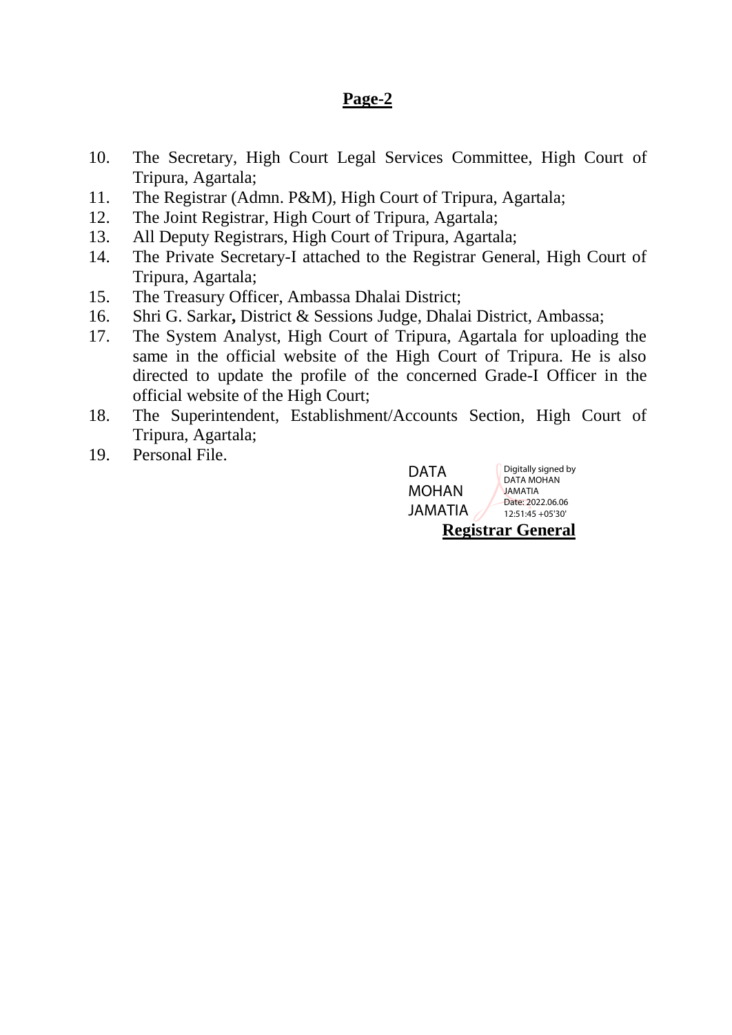**Page-2**

10. The Secretary, High Court Legal Services Committee, High Court of Tripura, Agartala;
11. The Registrar (Admn. P&M), High Court of Tripura, Agartala;
12. The Joint Registrar, High Court of Tripura, Agartala;
13. All Deputy Registrars, High Court of Tripura, Agartala;
14. The Private Secretary-I attached to the Registrar General, High Court of Tripura, Agartala;
15. The Treasury Officer, Ambassa Dhalai District;
16. Shri G. Sarkar**,** District & Sessions Judge, Dhalai District, Ambassa;
17. The System Analyst, High Court of Tripura, Agartala for uploading the same in the official website of the High Court of Tripura. He is also directed to update the profile of the concerned Grade-I Officer in the official website of the High Court;
18. The Superintendent, Establishment/Accounts Section, High Court of Tripura, Agartala;
19. Personal File.

DATA MOHAN JAMATIA

Digitally signed by DATA MOHAN JAMATIA
Date: 2022.06.06 12:51:45 +05'30'

**Registrar General**